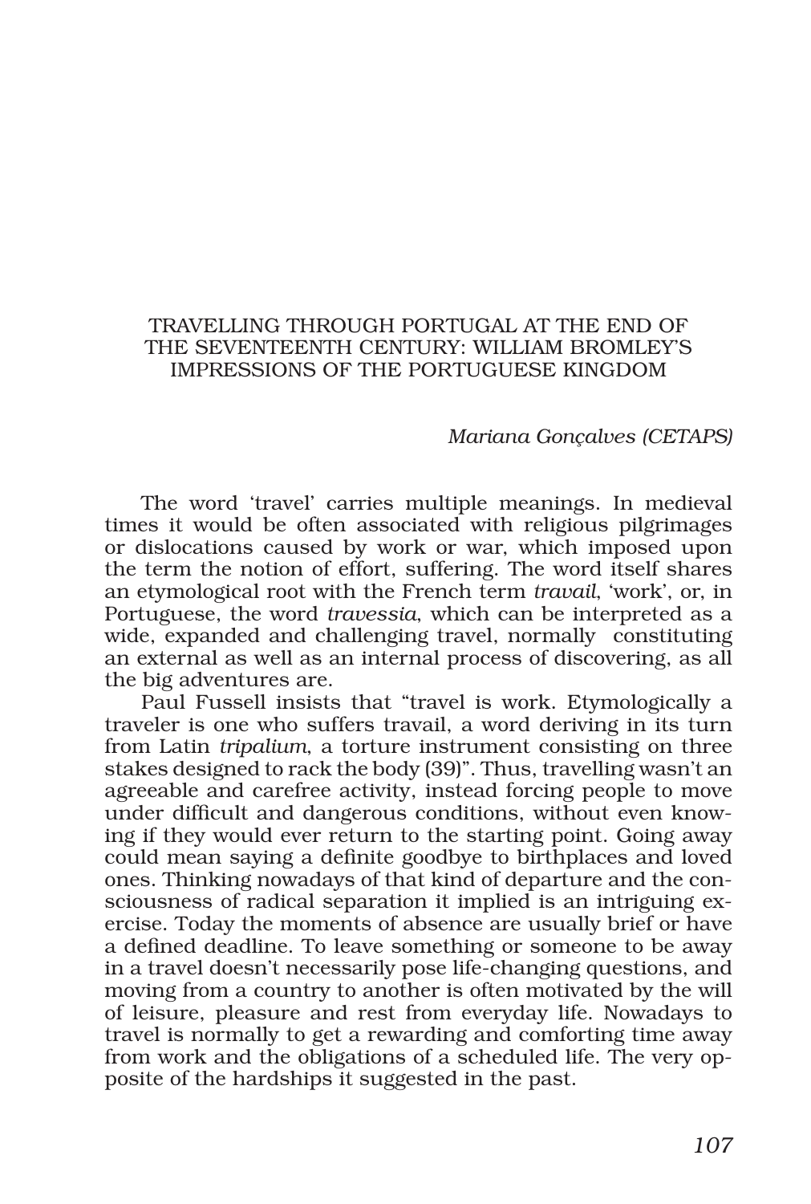# TRAVELLING THROUGH PORTUGAL AT THE END OF THE SEVENTEENTH CENTURY: WILLIAM BROMLEY'S IMPRESSIONS OF THE PORTUGUESE KINGDOM

*Mariana Gonçalves (CETAPS)*

The word 'travel' carries multiple meanings. In medieval times it would be often associated with religious pilgrimages or dislocations caused by work or war, which imposed upon the term the notion of effort, suffering. The word itself shares an etymological root with the French term *travail*, 'work', or, in Portuguese, the word *travessia*, which can be interpreted as a wide, expanded and challenging travel, normally constituting an external as well as an internal process of discovering, as all the big adventures are.

Paul Fussell insists that "travel is work. Etymologically a traveler is one who suffers travail, a word deriving in its turn from Latin *tripalium*, a torture instrument consisting on three stakes designed to rack the body (39)". Thus, travelling wasn't an agreeable and carefree activity, instead forcing people to move under difficult and dangerous conditions, without even knowing if they would ever return to the starting point. Going away could mean saying a definite goodbye to birthplaces and loved ones. Thinking nowadays of that kind of departure and the consciousness of radical separation it implied is an intriguing exercise. Today the moments of absence are usually brief or have a defined deadline. To leave something or someone to be away in a travel doesn't necessarily pose life-changing questions, and moving from a country to another is often motivated by the will of leisure, pleasure and rest from everyday life. Nowadays to travel is normally to get a rewarding and comforting time away from work and the obligations of a scheduled life. The very opposite of the hardships it suggested in the past.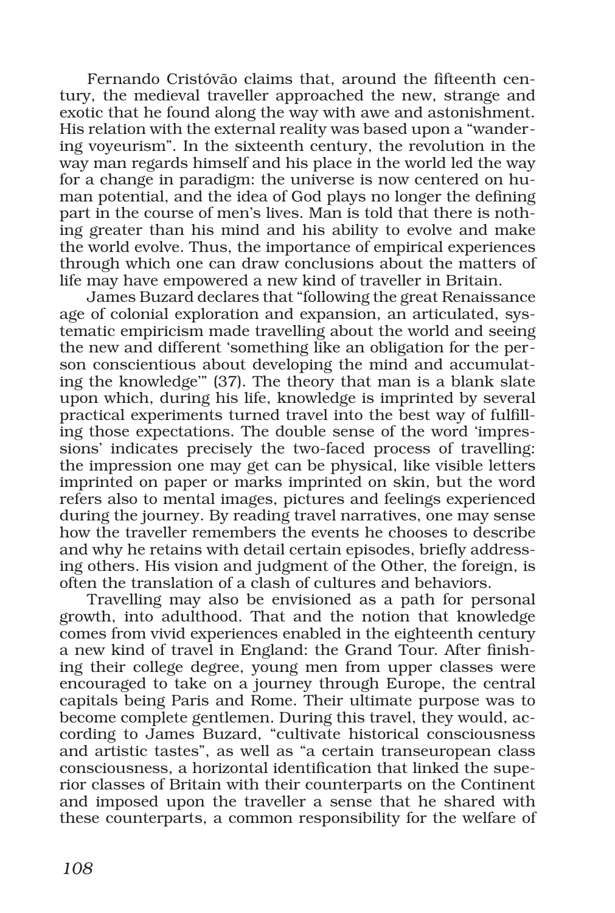Fernando Cristóvão claims that, around the fifteenth century, the medieval traveller approached the new, strange and exotic that he found along the way with awe and astonishment. His relation with the external reality was based upon a "wandering voyeurism". In the sixteenth century, the revolution in the way man regards himself and his place in the world led the way for a change in paradigm: the universe is now centered on human potential, and the idea of God plays no longer the defining part in the course of men's lives. Man is told that there is nothing greater than his mind and his ability to evolve and make the world evolve. Thus, the importance of empirical experiences through which one can draw conclusions about the matters of life may have empowered a new kind of traveller in Britain.

James Buzard declares that "following the great Renaissance age of colonial exploration and expansion, an articulated, systematic empiricism made travelling about the world and seeing the new and different 'something like an obligation for the person conscientious about developing the mind and accumulating the knowledge'" (37). The theory that man is a blank slate upon which, during his life, knowledge is imprinted by several practical experiments turned travel into the best way of fulfilling those expectations. The double sense of the word 'impressions' indicates precisely the two-faced process of travelling: the impression one may get can be physical, like visible letters imprinted on paper or marks imprinted on skin, but the word refers also to mental images, pictures and feelings experienced during the journey. By reading travel narratives, one may sense how the traveller remembers the events he chooses to describe and why he retains with detail certain episodes, briefly addressing others. His vision and judgment of the Other, the foreign, is often the translation of a clash of cultures and behaviors.

Travelling may also be envisioned as a path for personal growth, into adulthood. That and the notion that knowledge comes from vivid experiences enabled in the eighteenth century a new kind of travel in England: the Grand Tour. After finishing their college degree, young men from upper classes were encouraged to take on a journey through Europe, the central capitals being Paris and Rome. Their ultimate purpose was to become complete gentlemen. During this travel, they would, according to James Buzard, "cultivate historical consciousness and artistic tastes", as well as "a certain transeuropean class consciousness, a horizontal identification that linked the superior classes of Britain with their counterparts on the Continent and imposed upon the traveller a sense that he shared with these counterparts, a common responsibility for the welfare of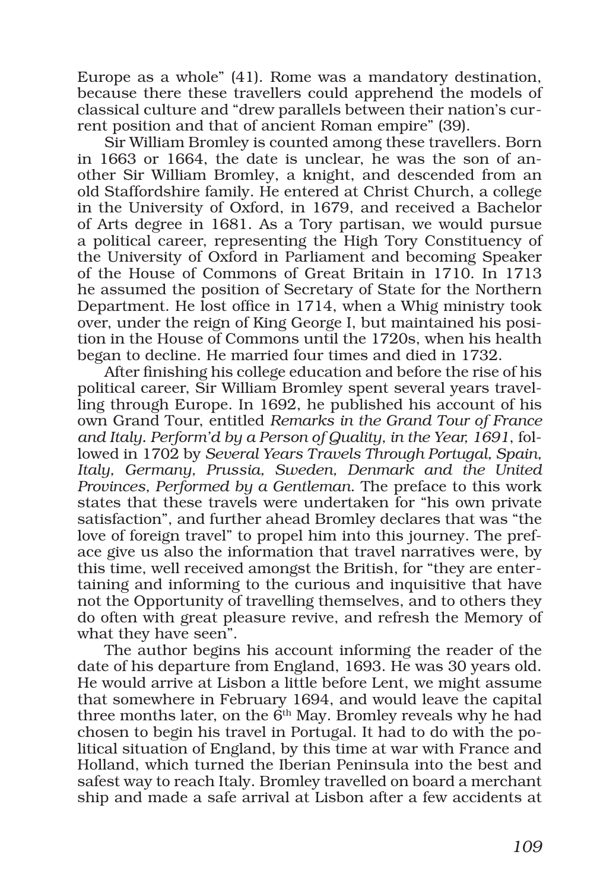Europe as a whole" (41). Rome was a mandatory destination, because there these travellers could apprehend the models of classical culture and "drew parallels between their nation's current position and that of ancient Roman empire" (39).

Sir William Bromley is counted among these travellers. Born in 1663 or 1664, the date is unclear, he was the son of another Sir William Bromley, a knight, and descended from an old Staffordshire family. He entered at Christ Church, a college in the University of Oxford, in 1679, and received a Bachelor of Arts degree in 1681. As a Tory partisan, we would pursue a political career, representing the High Tory Constituency of the University of Oxford in Parliament and becoming Speaker of the House of Commons of Great Britain in 1710. In 1713 he assumed the position of Secretary of State for the Northern Department. He lost office in 1714, when a Whig ministry took over, under the reign of King George I, but maintained his position in the House of Commons until the 1720s, when his health began to decline. He married four times and died in 1732.

After finishing his college education and before the rise of his political career, Sir William Bromley spent several years travelling through Europe. In 1692, he published his account of his own Grand Tour, entitled *Remarks in the Grand Tour of France and Italy. Perform'd by a Person of Quality, in the Year, 1691*, followed in 1702 by *Several Years Travels Through Portugal, Spain, Italy, Germany, Prussia, Sweden, Denmark and the United Provinces, Performed by a Gentleman*. The preface to this work states that these travels were undertaken for "his own private satisfaction", and further ahead Bromley declares that was "the love of foreign travel" to propel him into this journey. The preface give us also the information that travel narratives were, by this time, well received amongst the British, for "they are entertaining and informing to the curious and inquisitive that have not the Opportunity of travelling themselves, and to others they do often with great pleasure revive, and refresh the Memory of what they have seen".

The author begins his account informing the reader of the date of his departure from England, 1693. He was 30 years old. He would arrive at Lisbon a little before Lent, we might assume that somewhere in February 1694, and would leave the capital three months later, on the 6th May. Bromley reveals why he had chosen to begin his travel in Portugal. It had to do with the political situation of England, by this time at war with France and Holland, which turned the Iberian Peninsula into the best and safest way to reach Italy. Bromley travelled on board a merchant ship and made a safe arrival at Lisbon after a few accidents at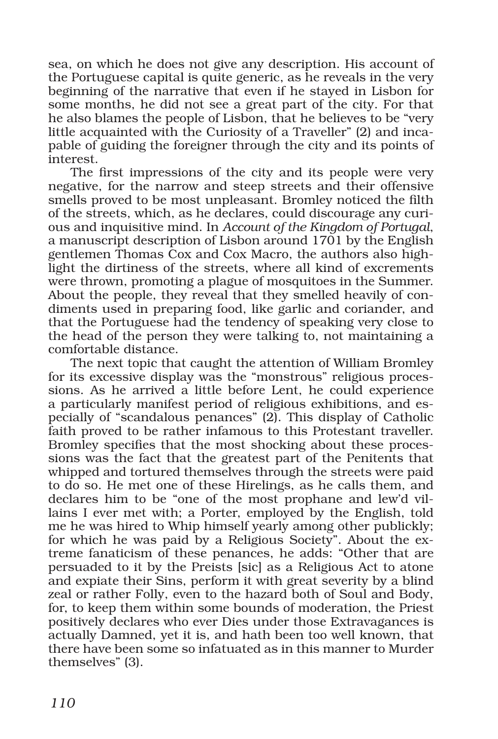sea, on which he does not give any description. His account of the Portuguese capital is quite generic, as he reveals in the very beginning of the narrative that even if he stayed in Lisbon for some months, he did not see a great part of the city. For that he also blames the people of Lisbon, that he believes to be "very little acquainted with the Curiosity of a Traveller" (2) and incapable of guiding the foreigner through the city and its points of interest.

The first impressions of the city and its people were very negative, for the narrow and steep streets and their offensive smells proved to be most unpleasant. Bromley noticed the filth of the streets, which, as he declares, could discourage any curious and inquisitive mind. In *Account of the Kingdom of Portugal*, a manuscript description of Lisbon around 1701 by the English gentlemen Thomas Cox and Cox Macro, the authors also highlight the dirtiness of the streets, where all kind of excrements were thrown, promoting a plague of mosquitoes in the Summer. About the people, they reveal that they smelled heavily of condiments used in preparing food, like garlic and coriander, and that the Portuguese had the tendency of speaking very close to the head of the person they were talking to, not maintaining a comfortable distance.

The next topic that caught the attention of William Bromley for its excessive display was the "monstrous" religious processions. As he arrived a little before Lent, he could experience a particularly manifest period of religious exhibitions, and especially of "scandalous penances" (2). This display of Catholic faith proved to be rather infamous to this Protestant traveller. Bromley specifies that the most shocking about these processions was the fact that the greatest part of the Penitents that whipped and tortured themselves through the streets were paid to do so. He met one of these Hirelings, as he calls them, and declares him to be "one of the most prophane and lew'd villains I ever met with; a Porter, employed by the English, told me he was hired to Whip himself yearly among other publickly; for which he was paid by a Religious Society". About the extreme fanaticism of these penances, he adds: "Other that are persuaded to it by the Preists [sic] as a Religious Act to atone and expiate their Sins, perform it with great severity by a blind zeal or rather Folly, even to the hazard both of Soul and Body, for, to keep them within some bounds of moderation, the Priest positively declares who ever Dies under those Extravagances is actually Damned, yet it is, and hath been too well known, that there have been some so infatuated as in this manner to Murder themselves" (3).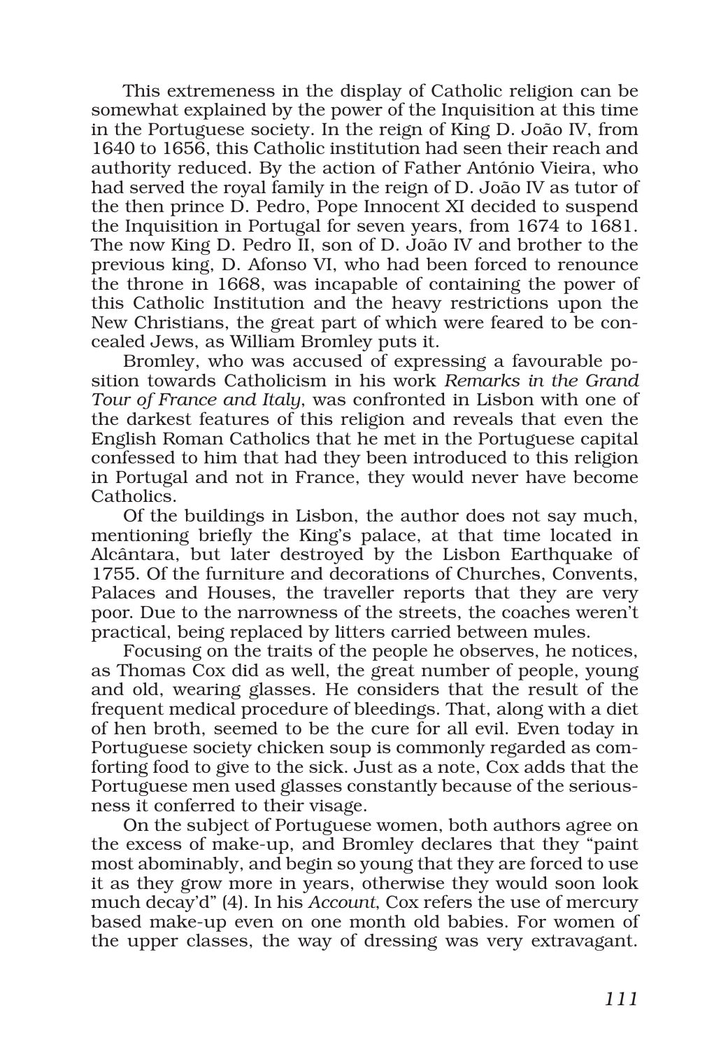This extremeness in the display of Catholic religion can be somewhat explained by the power of the Inquisition at this time in the Portuguese society. In the reign of King D. João IV, from 1640 to 1656, this Catholic institution had seen their reach and authority reduced. By the action of Father António Vieira, who had served the royal family in the reign of D. João IV as tutor of the then prince D. Pedro, Pope Innocent XI decided to suspend the Inquisition in Portugal for seven years, from 1674 to 1681. The now King D. Pedro II, son of D. João IV and brother to the previous king, D. Afonso VI, who had been forced to renounce the throne in 1668, was incapable of containing the power of this Catholic Institution and the heavy restrictions upon the New Christians, the great part of which were feared to be concealed Jews, as William Bromley puts it.

Bromley, who was accused of expressing a favourable position towards Catholicism in his work *Remarks in the Grand Tour of France and Italy*, was confronted in Lisbon with one of the darkest features of this religion and reveals that even the English Roman Catholics that he met in the Portuguese capital confessed to him that had they been introduced to this religion in Portugal and not in France, they would never have become Catholics.

Of the buildings in Lisbon, the author does not say much, mentioning briefly the King's palace, at that time located in Alcântara, but later destroyed by the Lisbon Earthquake of 1755. Of the furniture and decorations of Churches, Convents, Palaces and Houses, the traveller reports that they are very poor. Due to the narrowness of the streets, the coaches weren't practical, being replaced by litters carried between mules.

Focusing on the traits of the people he observes, he notices, as Thomas Cox did as well, the great number of people, young and old, wearing glasses. He considers that the result of the frequent medical procedure of bleedings. That, along with a diet of hen broth, seemed to be the cure for all evil. Even today in Portuguese society chicken soup is commonly regarded as comforting food to give to the sick. Just as a note, Cox adds that the Portuguese men used glasses constantly because of the seriousness it conferred to their visage.

On the subject of Portuguese women, both authors agree on the excess of make-up, and Bromley declares that they "paint most abominably, and begin so young that they are forced to use it as they grow more in years, otherwise they would soon look much decay'd" (4). In his *Account*, Cox refers the use of mercury based make-up even on one month old babies. For women of the upper classes, the way of dressing was very extravagant.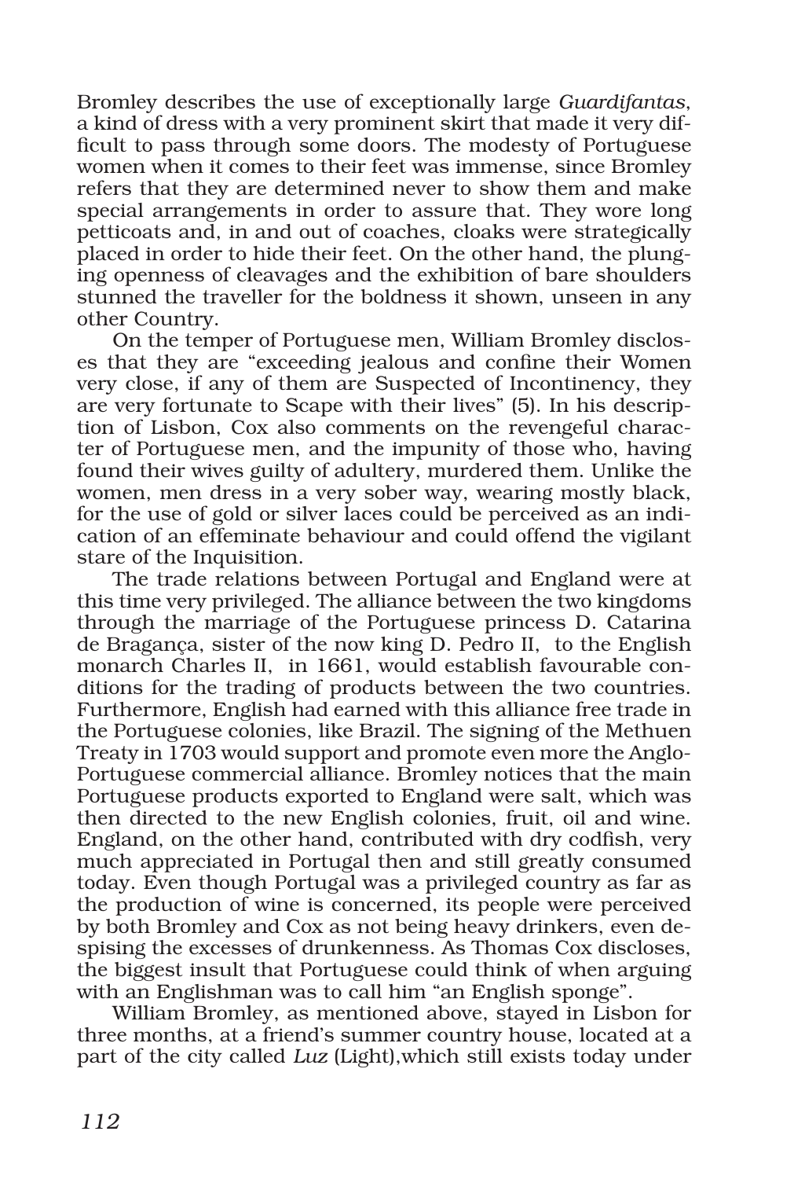Bromley describes the use of exceptionally large *Guardifantas*, a kind of dress with a very prominent skirt that made it very difficult to pass through some doors. The modesty of Portuguese women when it comes to their feet was immense, since Bromley refers that they are determined never to show them and make special arrangements in order to assure that. They wore long petticoats and, in and out of coaches, cloaks were strategically placed in order to hide their feet. On the other hand, the plunging openness of cleavages and the exhibition of bare shoulders stunned the traveller for the boldness it shown, unseen in any other Country.

On the temper of Portuguese men, William Bromley discloses that they are "exceeding jealous and confine their Women very close, if any of them are Suspected of Incontinency, they are very fortunate to Scape with their lives" (5). In his description of Lisbon, Cox also comments on the revengeful character of Portuguese men, and the impunity of those who, having found their wives guilty of adultery, murdered them. Unlike the women, men dress in a very sober way, wearing mostly black, for the use of gold or silver laces could be perceived as an indication of an effeminate behaviour and could offend the vigilant stare of the Inquisition.

The trade relations between Portugal and England were at this time very privileged. The alliance between the two kingdoms through the marriage of the Portuguese princess D. Catarina de Bragança, sister of the now king D. Pedro II, to the English monarch Charles II, in 1661, would establish favourable conditions for the trading of products between the two countries. Furthermore, English had earned with this alliance free trade in the Portuguese colonies, like Brazil. The signing of the Methuen Treaty in 1703 would support and promote even more the Anglo-Portuguese commercial alliance. Bromley notices that the main Portuguese products exported to England were salt, which was then directed to the new English colonies, fruit, oil and wine. England, on the other hand, contributed with dry codfish, very much appreciated in Portugal then and still greatly consumed today. Even though Portugal was a privileged country as far as the production of wine is concerned, its people were perceived by both Bromley and Cox as not being heavy drinkers, even despising the excesses of drunkenness. As Thomas Cox discloses, the biggest insult that Portuguese could think of when arguing with an Englishman was to call him "an English sponge".

William Bromley, as mentioned above, stayed in Lisbon for three months, at a friend's summer country house, located at a part of the city called *Luz* (Light),which still exists today under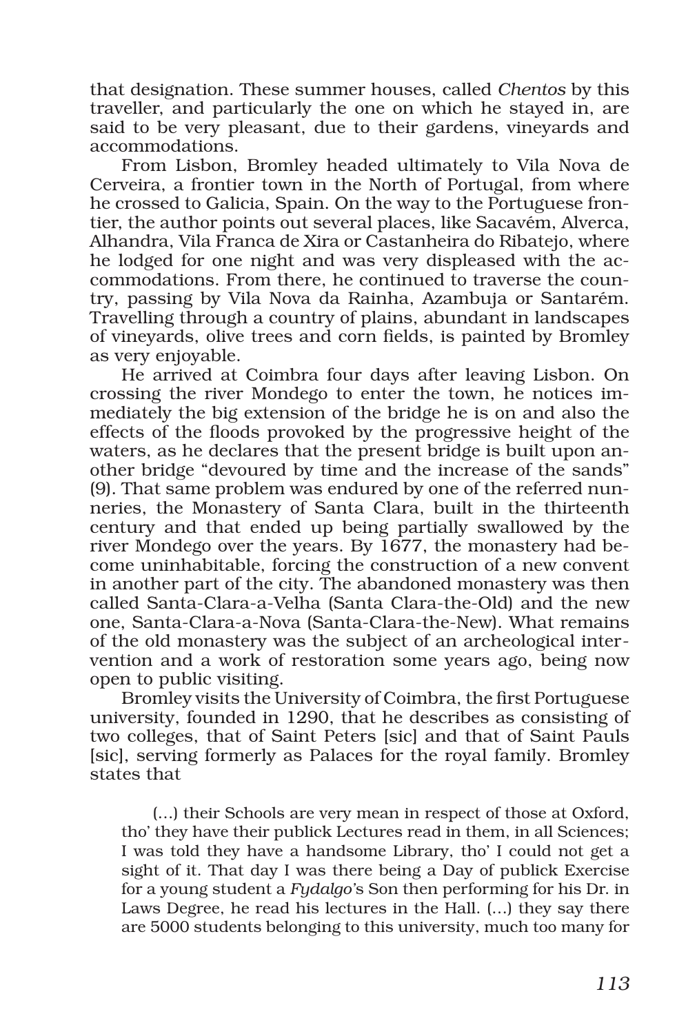that designation. These summer houses, called *Chentos* by this traveller, and particularly the one on which he stayed in, are said to be very pleasant, due to their gardens, vineyards and accommodations.

From Lisbon, Bromley headed ultimately to Vila Nova de Cerveira, a frontier town in the North of Portugal, from where he crossed to Galicia, Spain. On the way to the Portuguese frontier, the author points out several places, like Sacavém, Alverca, Alhandra, Vila Franca de Xira or Castanheira do Ribatejo, where he lodged for one night and was very displeased with the accommodations. From there, he continued to traverse the country, passing by Vila Nova da Rainha, Azambuja or Santarém. Travelling through a country of plains, abundant in landscapes of vineyards, olive trees and corn fields, is painted by Bromley as very enjoyable.

He arrived at Coimbra four days after leaving Lisbon. On crossing the river Mondego to enter the town, he notices immediately the big extension of the bridge he is on and also the effects of the floods provoked by the progressive height of the waters, as he declares that the present bridge is built upon another bridge "devoured by time and the increase of the sands" (9). That same problem was endured by one of the referred nunneries, the Monastery of Santa Clara, built in the thirteenth century and that ended up being partially swallowed by the river Mondego over the years. By 1677, the monastery had become uninhabitable, forcing the construction of a new convent in another part of the city. The abandoned monastery was then called Santa-Clara-a-Velha (Santa Clara-the-Old) and the new one, Santa-Clara-a-Nova (Santa-Clara-the-New). What remains of the old monastery was the subject of an archeological intervention and a work of restoration some years ago, being now open to public visiting.

Bromley visits the University of Coimbra, the first Portuguese university, founded in 1290, that he describes as consisting of two colleges, that of Saint Peters [sic] and that of Saint Pauls [sic], serving formerly as Palaces for the royal family. Bromley states that

> (…) their Schools are very mean in respect of those at Oxford, tho' they have their publick Lectures read in them, in all Sciences; I was told they have a handsome Library, tho' I could not get a sight of it. That day I was there being a Day of publick Exercise for a young student a *Fydalgo*'s Son then performing for his Dr. in Laws Degree, he read his lectures in the Hall. (…) they say there are 5000 students belonging to this university, much too many for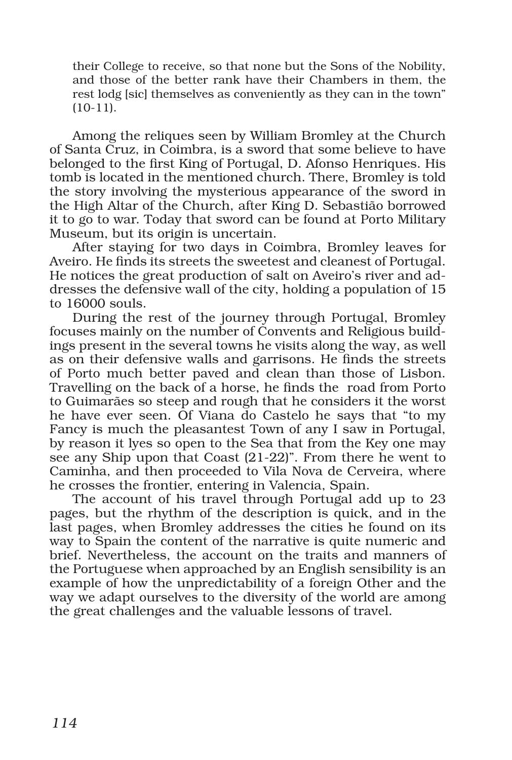> their College to receive, so that none but the Sons of the Nobility, and those of the better rank have their Chambers in them, the rest lodg [sic] themselves as conveniently as they can in the town" (10-11).

Among the reliques seen by William Bromley at the Church of Santa Cruz, in Coimbra, is a sword that some believe to have belonged to the first King of Portugal, D. Afonso Henriques. His tomb is located in the mentioned church. There, Bromley is told the story involving the mysterious appearance of the sword in the High Altar of the Church, after King D. Sebastião borrowed it to go to war. Today that sword can be found at Porto Military Museum, but its origin is uncertain.

After staying for two days in Coimbra, Bromley leaves for Aveiro. He finds its streets the sweetest and cleanest of Portugal. He notices the great production of salt on Aveiro's river and addresses the defensive wall of the city, holding a population of 15 to 16000 souls.

During the rest of the journey through Portugal, Bromley focuses mainly on the number of Convents and Religious buildings present in the several towns he visits along the way, as well as on their defensive walls and garrisons. He finds the streets of Porto much better paved and clean than those of Lisbon. Travelling on the back of a horse, he finds the road from Porto to Guimarães so steep and rough that he considers it the worst he have ever seen. Of Viana do Castelo he says that "to my Fancy is much the pleasantest Town of any I saw in Portugal, by reason it lyes so open to the Sea that from the Key one may see any Ship upon that Coast (21-22)". From there he went to Caminha, and then proceeded to Vila Nova de Cerveira, where he crosses the frontier, entering in Valencia, Spain.

The account of his travel through Portugal add up to 23 pages, but the rhythm of the description is quick, and in the last pages, when Bromley addresses the cities he found on its way to Spain the content of the narrative is quite numeric and brief. Nevertheless, the account on the traits and manners of the Portuguese when approached by an English sensibility is an example of how the unpredictability of a foreign Other and the way we adapt ourselves to the diversity of the world are among the great challenges and the valuable lessons of travel.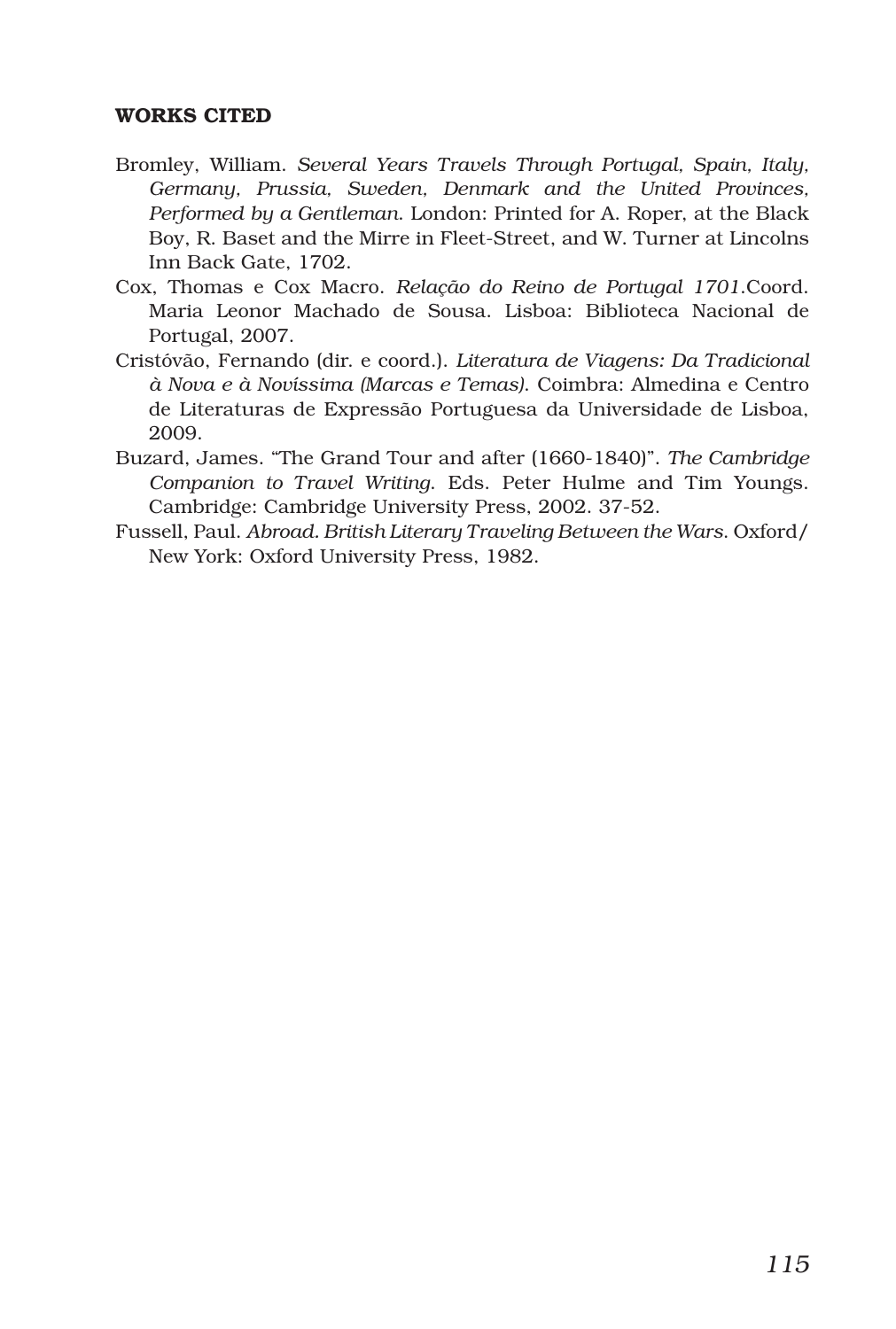## WORKS CITED

Bromley, William. *Several Years Travels Through Portugal, Spain, Italy, Germany, Prussia, Sweden, Denmark and the United Provinces, Performed by a Gentleman*. London: Printed for A. Roper, at the Black Boy, R. Baset and the Mirre in Fleet-Street, and W. Turner at Lincolns Inn Back Gate, 1702.

Cox, Thomas e Cox Macro. *Relação do Reino de Portugal 1701*.Coord. Maria Leonor Machado de Sousa. Lisboa: Biblioteca Nacional de Portugal, 2007.

Cristóvão, Fernando (dir. e coord.). *Literatura de Viagens: Da Tradicional à Nova e à Novíssima (Marcas e Temas)*. Coimbra: Almedina e Centro de Literaturas de Expressão Portuguesa da Universidade de Lisboa, 2009.

Buzard, James. "The Grand Tour and after (1660-1840)". *The Cambridge Companion to Travel Writing*. Eds. Peter Hulme and Tim Youngs. Cambridge: Cambridge University Press, 2002. 37-52.

Fussell, Paul. *Abroad. British Literary Traveling Between the Wars*. Oxford/ New York: Oxford University Press, 1982.